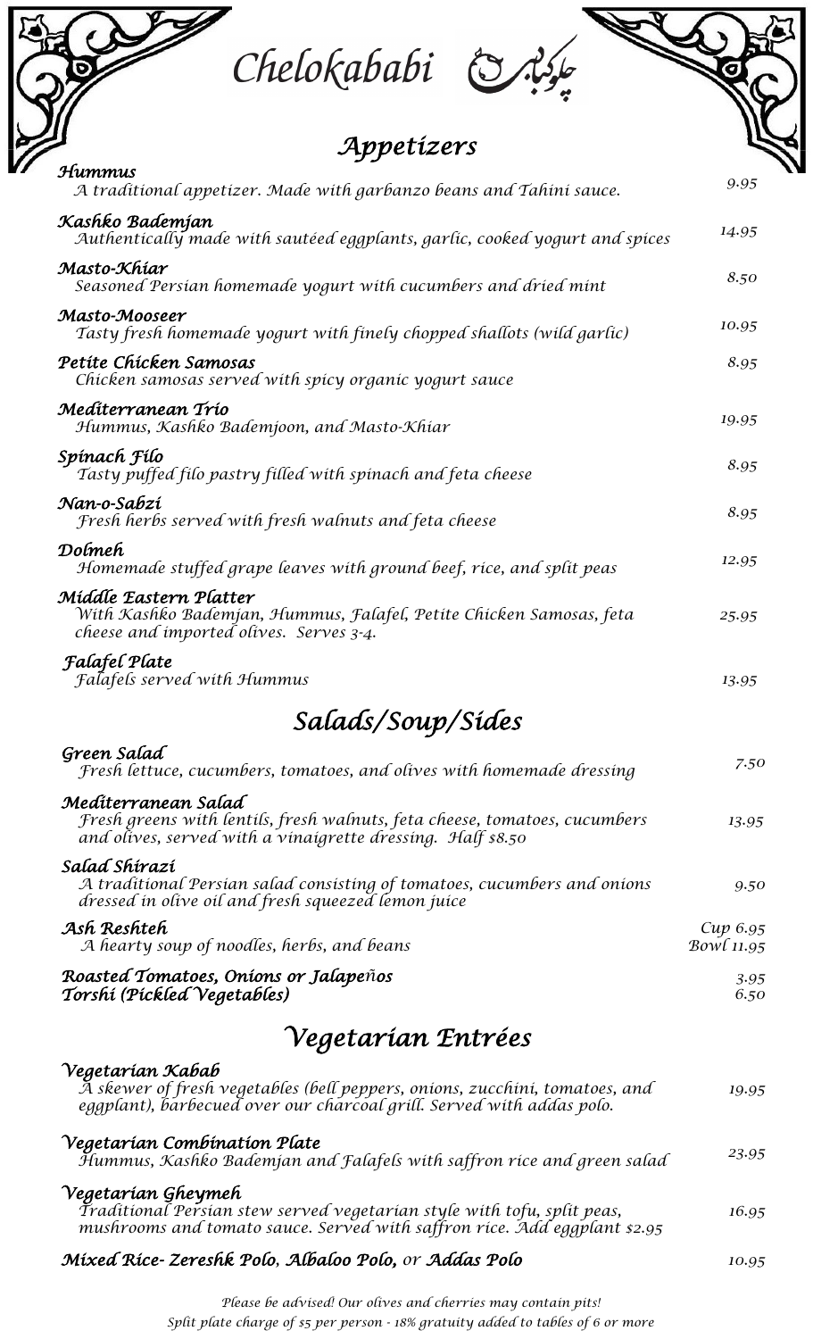# Chelokababi چلوکبابی

## Appetizers

**Hummus** — 9.95
A traditional appetizer. Made with garbanzo beans and Tahini sauce.

**Kashko Bademjan** — 14.95
Authentically made with sautéed eggplants, garlic, cooked yogurt and spices

**Masto-Khiar** — 8.50
Seasoned Persian homemade yogurt with cucumbers and dried mint

**Masto-Mooseer** — 10.95
Tasty fresh homemade yogurt with finely chopped shallots (wild garlic)

**Petite Chicken Samosas** — 8.95
Chicken samosas served with spicy organic yogurt sauce

**Mediterranean Trio** — 19.95
Hummus, Kashko Bademjoon, and Masto-Khiar

**Spinach Filo** — 8.95
Tasty puffed filo pastry filled with spinach and feta cheese

**Nan-o-Sabzi** — 8.95
Fresh herbs served with fresh walnuts and feta cheese

**Dolmeh** — 12.95
Homemade stuffed grape leaves with ground beef, rice, and split peas

**Middle Eastern Platter** — 25.95
With Kashko Bademjan, Hummus, Falafel, Petite Chicken Samosas, feta cheese and imported olives. Serves 3-4.

**Falafel Plate** — 13.95
Falafels served with Hummus

## Salads/Soup/Sides

**Green Salad** — 7.50
Fresh lettuce, cucumbers, tomatoes, and olives with homemade dressing

**Mediterranean Salad** — 13.95
Fresh greens with lentils, fresh walnuts, feta cheese, tomatoes, cucumbers and olives, served with a vinaigrette dressing. Half $8.50

**Salad Shirazi** — 9.50
A traditional Persian salad consisting of tomatoes, cucumbers and onions dressed in olive oil and fresh squeezed lemon juice

**Ash Reshteh** — Cup 6.95 / Bowl 11.95
A hearty soup of noodles, herbs, and beans

**Roasted Tomatoes, Onions or Jalapeños** — 3.95

**Torshi (Pickled Vegetables)** — 6.50

## Vegetarian Entrées

**Vegetarian Kabab** — 19.95
A skewer of fresh vegetables (bell peppers, onions, zucchini, tomatoes, and eggplant), barbecued over our charcoal grill. Served with addas polo.

**Vegetarian Combination Plate** — 23.95
Hummus, Kashko Bademjan and Falafels with saffron rice and green salad

**Vegetarian Gheymeh** — 16.95
Traditional Persian stew served vegetarian style with tofu, split peas, mushrooms and tomato sauce. Served with saffron rice. Add eggplant $2.95

**Mixed Rice- Zereshk Polo, Albaloo Polo, or Addas Polo** — 10.95

*Please be advised! Our olives and cherries may contain pits!*
*Split plate charge of $5 per person - 18% gratuity added to tables of 6 or more*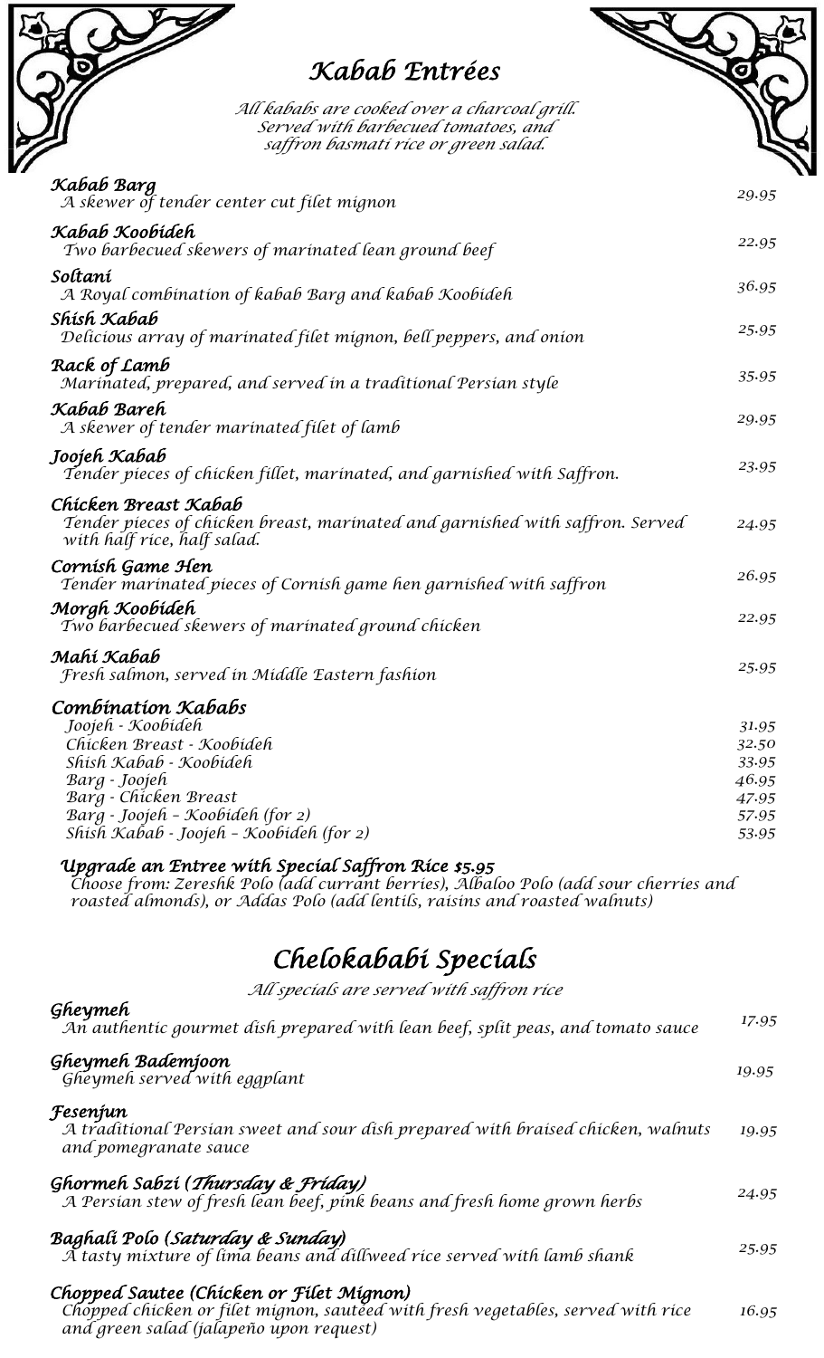# Kabab Entrées

*All kababs are cooked over a charcoal grill. Served with barbecued tomatoes, and saffron basmati rice or green salad.*

| | |
|---|---|
| **Kabab Barg**<br>*A skewer of tender center cut filet mignon* | 29.95 |
| **Kabab Koobideh**<br>*Two barbecued skewers of marinated lean ground beef* | 22.95 |
| **Soltani**<br>*A Royal combination of kabab Barg and kabab Koobideh* | 36.95 |
| **Shish Kabab**<br>*Delicious array of marinated filet mignon, bell peppers, and onion* | 25.95 |
| **Rack of Lamb**<br>*Marinated, prepared, and served in a traditional Persian style* | 35.95 |
| **Kabab Bareh**<br>*A skewer of tender marinated filet of lamb* | 29.95 |
| **Joojeh Kabab**<br>*Tender pieces of chicken fillet, marinated, and garnished with Saffron.* | 23.95 |
| **Chicken Breast Kabab**<br>*Tender pieces of chicken breast, marinated and garnished with saffron. Served with half rice, half salad.* | 24.95 |
| **Cornish Game Hen**<br>*Tender marinated pieces of Cornish game hen garnished with saffron* | 26.95 |
| **Morgh Koobideh**<br>*Two barbecued skewers of marinated ground chicken* | 22.95 |
| **Mahi Kabab**<br>*Fresh salmon, served in Middle Eastern fashion* | 25.95 |

### Combination Kababs

| | |
|---|---|
| Joojeh - Koobideh | 31.95 |
| Chicken Breast - Koobideh | 32.50 |
| Shish Kabab - Koobideh | 33.95 |
| Barg - Joojeh | 46.95 |
| Barg - Chicken Breast | 47.95 |
| Barg - Joojeh – Koobideh (for 2) | 57.95 |
| Shish Kabab - Joojeh – Koobideh (for 2) | 53.95 |

**Upgrade an Entree with Special Saffron Rice $5.95**

*Choose from: Zereshk Polo (add currant berries), Albaloo Polo (add sour cherries and roasted almonds), or Addas Polo (add lentils, raisins and roasted walnuts)*

# Chelokababi Specials

*All specials are served with saffron rice*

| | |
|---|---|
| **Gheymeh**<br>*An authentic gourmet dish prepared with lean beef, split peas, and tomato sauce* | 17.95 |
| **Gheymeh Bademjoon**<br>*Gheymeh served with eggplant* | 19.95 |
| **Fesenjun**<br>*A traditional Persian sweet and sour dish prepared with braised chicken, walnuts and pomegranate sauce* | 19.95 |
| **Ghormeh Sabzi (Thursday & Friday)**<br>*A Persian stew of fresh lean beef, pink beans and fresh home grown herbs* | 24.95 |
| **Baghali Polo (Saturday & Sunday)**<br>*A tasty mixture of lima beans and dillweed rice served with lamb shank* | 25.95 |
| **Chopped Sautee (Chicken or Filet Mignon)**<br>*Chopped chicken or filet mignon, sauteed with fresh vegetables, served with rice and green salad (jalapeño upon request)* | 16.95 |